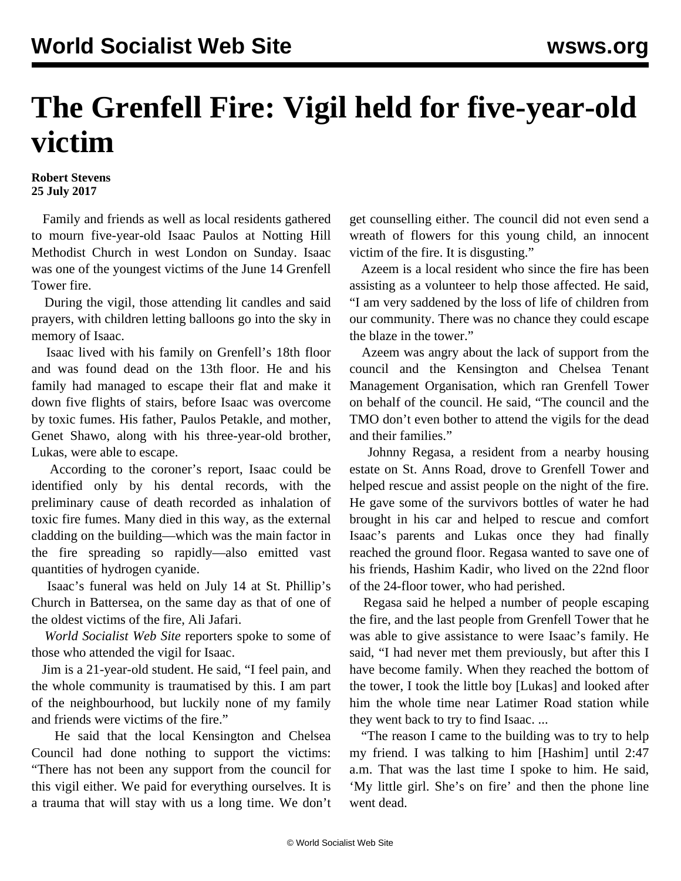# The Grenfell Fire: Vigil held for five-year-old victim

**Robert Stevens**
**25 July 2017**

Family and friends as well as local residents gathered to mourn five-year-old Isaac Paulos at Notting Hill Methodist Church in west London on Sunday. Isaac was one of the youngest victims of the June 14 Grenfell Tower fire.

During the vigil, those attending lit candles and said prayers, with children letting balloons go into the sky in memory of Isaac.

Isaac lived with his family on Grenfell's 18th floor and was found dead on the 13th floor. He and his family had managed to escape their flat and make it down five flights of stairs, before Isaac was overcome by toxic fumes. His father, Paulos Petakle, and mother, Genet Shawo, along with his three-year-old brother, Lukas, were able to escape.

According to the coroner's report, Isaac could be identified only by his dental records, with the preliminary cause of death recorded as inhalation of toxic fire fumes. Many died in this way, as the external cladding on the building—which was the main factor in the fire spreading so rapidly—also emitted vast quantities of hydrogen cyanide.

Isaac's funeral was held on July 14 at St. Phillip's Church in Battersea, on the same day as that of one of the oldest victims of the fire, Ali Jafari.

*World Socialist Web Site* reporters spoke to some of those who attended the vigil for Isaac.

Jim is a 21-year-old student. He said, "I feel pain, and the whole community is traumatised by this. I am part of the neighbourhood, but luckily none of my family and friends were victims of the fire."

He said that the local Kensington and Chelsea Council had done nothing to support the victims: "There has not been any support from the council for this vigil either. We paid for everything ourselves. It is a trauma that will stay with us a long time. We don't get counselling either. The council did not even send a wreath of flowers for this young child, an innocent victim of the fire. It is disgusting."

Azeem is a local resident who since the fire has been assisting as a volunteer to help those affected. He said, "I am very saddened by the loss of life of children from our community. There was no chance they could escape the blaze in the tower."

Azeem was angry about the lack of support from the council and the Kensington and Chelsea Tenant Management Organisation, which ran Grenfell Tower on behalf of the council. He said, "The council and the TMO don't even bother to attend the vigils for the dead and their families."

Johnny Regasa, a resident from a nearby housing estate on St. Anns Road, drove to Grenfell Tower and helped rescue and assist people on the night of the fire. He gave some of the survivors bottles of water he had brought in his car and helped to rescue and comfort Isaac's parents and Lukas once they had finally reached the ground floor. Regasa wanted to save one of his friends, Hashim Kadir, who lived on the 22nd floor of the 24-floor tower, who had perished.

Regasa said he helped a number of people escaping the fire, and the last people from Grenfell Tower that he was able to give assistance to were Isaac's family. He said, "I had never met them previously, but after this I have become family. When they reached the bottom of the tower, I took the little boy [Lukas] and looked after him the whole time near Latimer Road station while they went back to try to find Isaac. ...

"The reason I came to the building was to try to help my friend. I was talking to him [Hashim] until 2:47 a.m. That was the last time I spoke to him. He said, 'My little girl. She's on fire' and then the phone line went dead.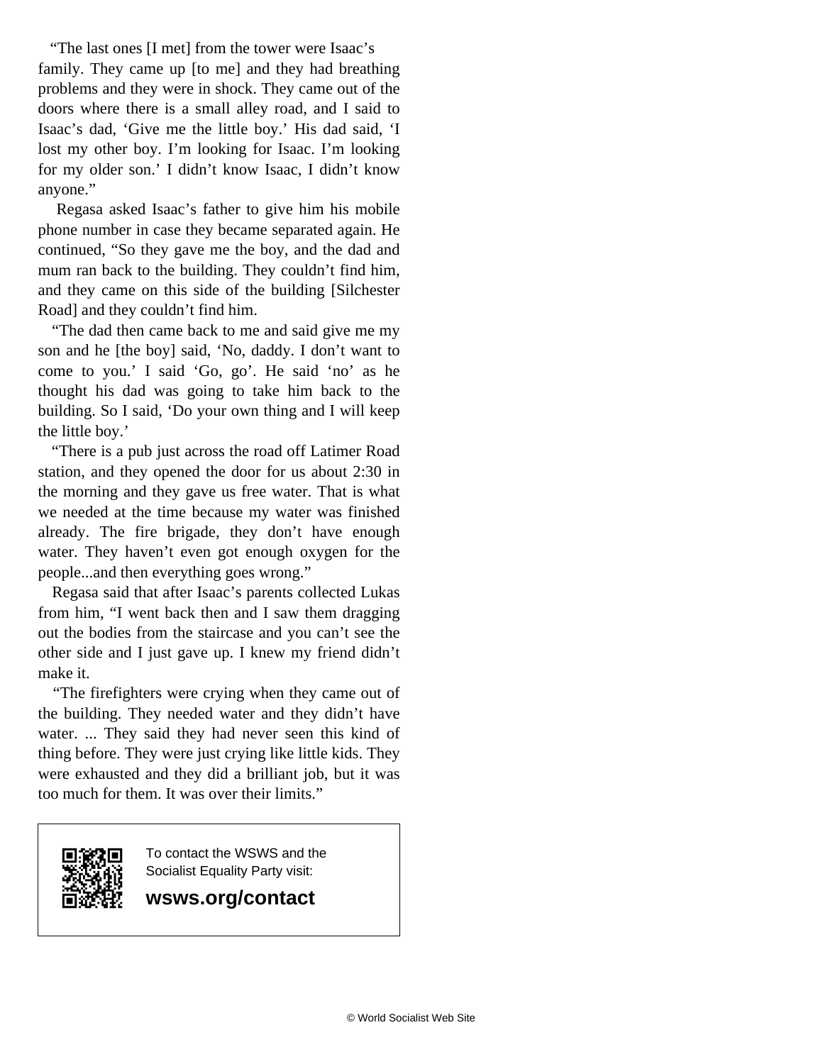"The last ones [I met] from the tower were Isaac's family. They came up [to me] and they had breathing problems and they were in shock. They came out of the doors where there is a small alley road, and I said to Isaac's dad, 'Give me the little boy.' His dad said, 'I lost my other boy. I'm looking for Isaac. I'm looking for my older son.' I didn't know Isaac, I didn't know anyone."

Regasa asked Isaac's father to give him his mobile phone number in case they became separated again. He continued, "So they gave me the boy, and the dad and mum ran back to the building. They couldn't find him, and they came on this side of the building [Silchester Road] and they couldn't find him.

"The dad then came back to me and said give me my son and he [the boy] said, 'No, daddy. I don't want to come to you.' I said 'Go, go'. He said 'no' as he thought his dad was going to take him back to the building. So I said, 'Do your own thing and I will keep the little boy.'

"There is a pub just across the road off Latimer Road station, and they opened the door for us about 2:30 in the morning and they gave us free water. That is what we needed at the time because my water was finished already. The fire brigade, they don't have enough water. They haven't even got enough oxygen for the people...and then everything goes wrong."

Regasa said that after Isaac's parents collected Lukas from him, "I went back then and I saw them dragging out the bodies from the staircase and you can't see the other side and I just gave up. I knew my friend didn't make it.

"The firefighters were crying when they came out of the building. They needed water and they didn't have water. ... They said they had never seen this kind of thing before. They were just crying like little kids. They were exhausted and they did a brilliant job, but it was too much for them. It was over their limits."

To contact the WSWS and the Socialist Equality Party visit:

**wsws.org/contact**